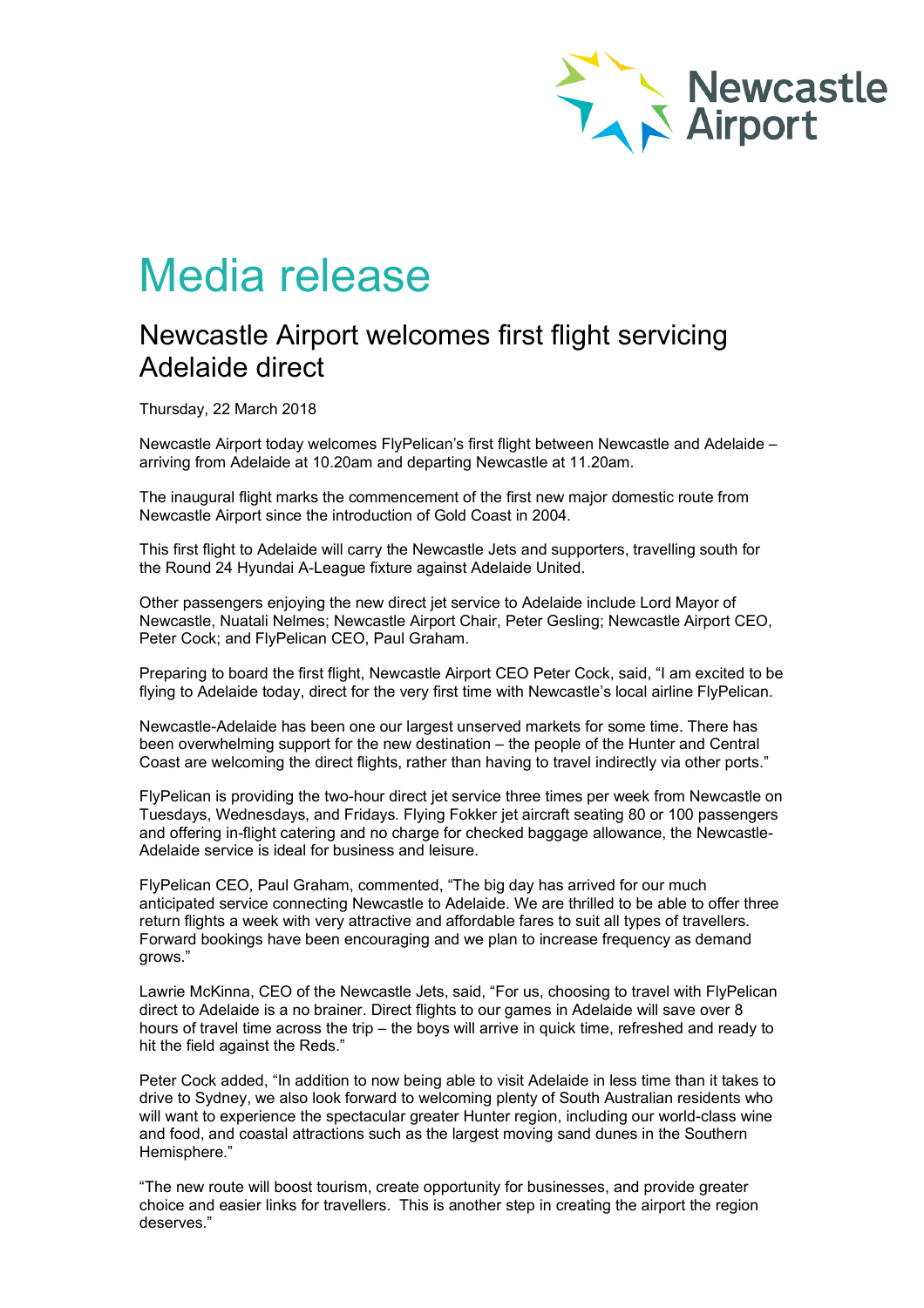Newcastle Airport

# Media release

## Newcastle Airport welcomes first flight servicing Adelaide direct

Thursday, 22 March 2018

Newcastle Airport today welcomes FlyPelican's first flight between Newcastle and Adelaide – arriving from Adelaide at 10.20am and departing Newcastle at 11.20am.

The inaugural flight marks the commencement of the first new major domestic route from Newcastle Airport since the introduction of Gold Coast in 2004.

This first flight to Adelaide will carry the Newcastle Jets and supporters, travelling south for the Round 24 Hyundai A-League fixture against Adelaide United.

Other passengers enjoying the new direct jet service to Adelaide include Lord Mayor of Newcastle, Nuatali Nelmes; Newcastle Airport Chair, Peter Gesling; Newcastle Airport CEO, Peter Cock; and FlyPelican CEO, Paul Graham.

Preparing to board the first flight, Newcastle Airport CEO Peter Cock, said, "I am excited to be flying to Adelaide today, direct for the very first time with Newcastle's local airline FlyPelican.

Newcastle-Adelaide has been one our largest unserved markets for some time. There has been overwhelming support for the new destination – the people of the Hunter and Central Coast are welcoming the direct flights, rather than having to travel indirectly via other ports."

FlyPelican is providing the two-hour direct jet service three times per week from Newcastle on Tuesdays, Wednesdays, and Fridays. Flying Fokker jet aircraft seating 80 or 100 passengers and offering in-flight catering and no charge for checked baggage allowance, the Newcastle-Adelaide service is ideal for business and leisure.

FlyPelican CEO, Paul Graham, commented, "The big day has arrived for our much anticipated service connecting Newcastle to Adelaide. We are thrilled to be able to offer three return flights a week with very attractive and affordable fares to suit all types of travellers. Forward bookings have been encouraging and we plan to increase frequency as demand grows."

Lawrie McKinna, CEO of the Newcastle Jets, said, "For us, choosing to travel with FlyPelican direct to Adelaide is a no brainer. Direct flights to our games in Adelaide will save over 8 hours of travel time across the trip – the boys will arrive in quick time, refreshed and ready to hit the field against the Reds."

Peter Cock added, "In addition to now being able to visit Adelaide in less time than it takes to drive to Sydney, we also look forward to welcoming plenty of South Australian residents who will want to experience the spectacular greater Hunter region, including our world-class wine and food, and coastal attractions such as the largest moving sand dunes in the Southern Hemisphere."

"The new route will boost tourism, create opportunity for businesses, and provide greater choice and easier links for travellers. This is another step in creating the airport the region deserves."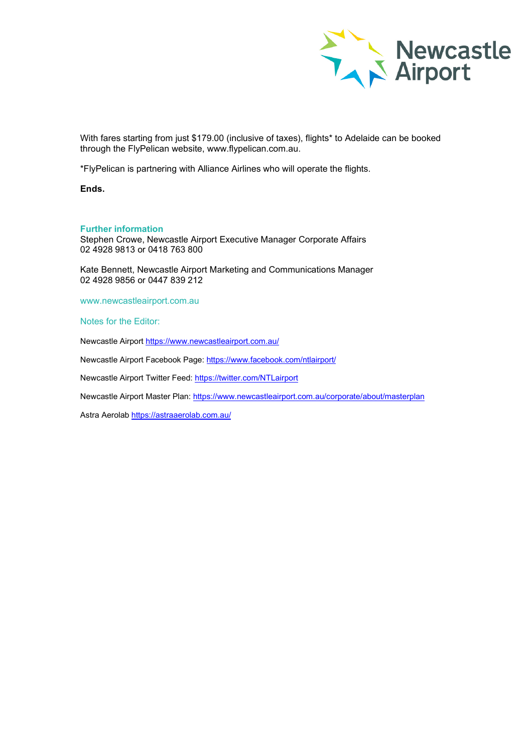With fares starting from just $179.00 (inclusive of taxes), flights* to Adelaide can be booked through the FlyPelican website, www.flypelican.com.au.

*FlyPelican is partnering with Alliance Airlines who will operate the flights.

**Ends.**

**Further information**

Stephen Crowe, Newcastle Airport Executive Manager Corporate Affairs
02 4928 9813 or 0418 763 800

Kate Bennett, Newcastle Airport Marketing and Communications Manager
02 4928 9856 or 0447 839 212

www.newcastleairport.com.au

Notes for the Editor:

Newcastle Airport https://www.newcastleairport.com.au/

Newcastle Airport Facebook Page: https://www.facebook.com/ntlairport/

Newcastle Airport Twitter Feed: https://twitter.com/NTLairport

Newcastle Airport Master Plan: https://www.newcastleairport.com.au/corporate/about/masterplan

Astra Aerolab https://astraaerolab.com.au/